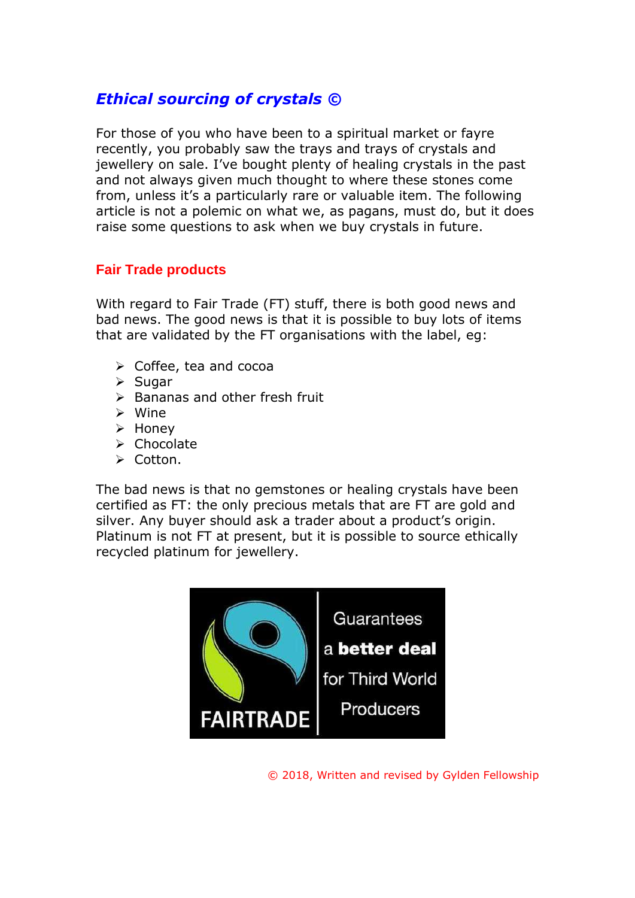# *Ethical sourcing of crystals ©*

For those of you who have been to a spiritual market or fayre recently, you probably saw the trays and trays of crystals and jewellery on sale. I've bought plenty of healing crystals in the past and not always given much thought to where these stones come from, unless it's a particularly rare or valuable item. The following article is not a polemic on what we, as pagans, must do, but it does raise some questions to ask when we buy crystals in future.

## Fair Trade products

With regard to Fair Trade (FT) stuff, there is both good news and bad news. The good news is that it is possible to buy lots of items that are validated by the FT organisations with the label, eg:

- Coffee, tea and cocoa
- Sugar
- Bananas and other fresh fruit
- Wine
- Honey
- Chocolate
- Cotton.

The bad news is that no gemstones or healing crystals have been certified as FT: the only precious metals that are FT are gold and silver. Any buyer should ask a trader about a product's origin. Platinum is not FT at present, but it is possible to source ethically recycled platinum for jewellery.

FAIRTRADE

Guarantees a **better deal** for Third World Producers

© 2018, Written and revised by Gylden Fellowship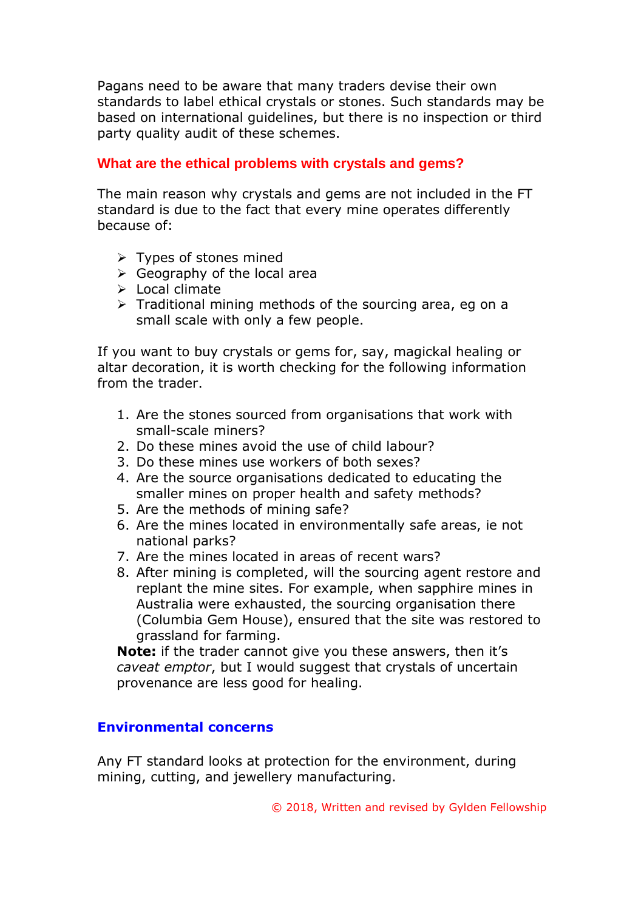Pagans need to be aware that many traders devise their own standards to label ethical crystals or stones. Such standards may be based on international guidelines, but there is no inspection or third party quality audit of these schemes.

## What are the ethical problems with crystals and gems?

The main reason why crystals and gems are not included in the FT standard is due to the fact that every mine operates differently because of:

- Types of stones mined
- Geography of the local area
- Local climate
- Traditional mining methods of the sourcing area, eg on a small scale with only a few people.

If you want to buy crystals or gems for, say, magickal healing or altar decoration, it is worth checking for the following information from the trader.

1. Are the stones sourced from organisations that work with small-scale miners?
2. Do these mines avoid the use of child labour?
3. Do these mines use workers of both sexes?
4. Are the source organisations dedicated to educating the smaller mines on proper health and safety methods?
5. Are the methods of mining safe?
6. Are the mines located in environmentally safe areas, ie not national parks?
7. Are the mines located in areas of recent wars?
8. After mining is completed, will the sourcing agent restore and replant the mine sites. For example, when sapphire mines in Australia were exhausted, the sourcing organisation there (Columbia Gem House), ensured that the site was restored to grassland for farming.

**Note:** if the trader cannot give you these answers, then it's *caveat emptor*, but I would suggest that crystals of uncertain provenance are less good for healing.

## Environmental concerns

Any FT standard looks at protection for the environment, during mining, cutting, and jewellery manufacturing.

© 2018, Written and revised by Gylden Fellowship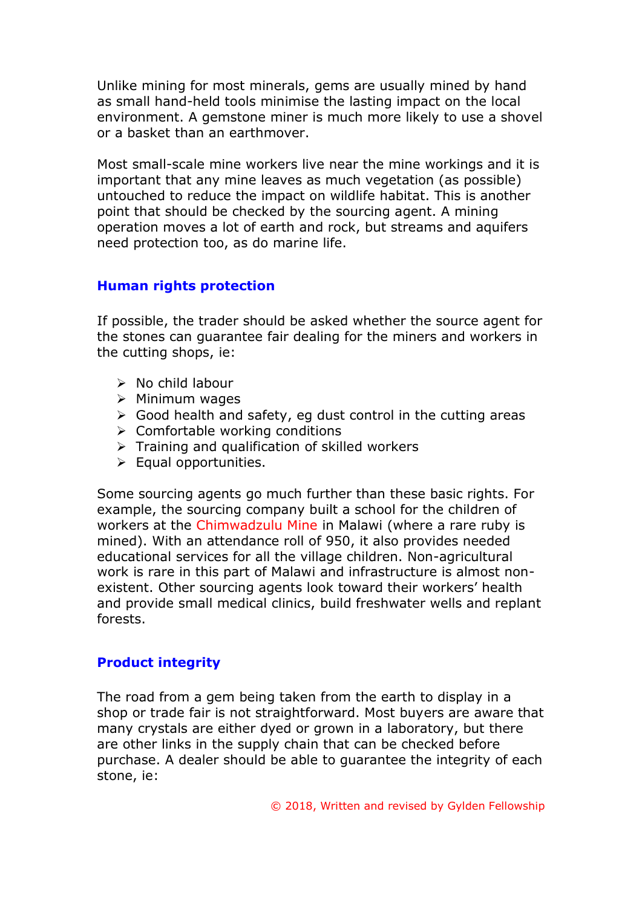Unlike mining for most minerals, gems are usually mined by hand as small hand-held tools minimise the lasting impact on the local environment. A gemstone miner is much more likely to use a shovel or a basket than an earthmover.

Most small-scale mine workers live near the mine workings and it is important that any mine leaves as much vegetation (as possible) untouched to reduce the impact on wildlife habitat. This is another point that should be checked by the sourcing agent. A mining operation moves a lot of earth and rock, but streams and aquifers need protection too, as do marine life.

## Human rights protection

If possible, the trader should be asked whether the source agent for the stones can guarantee fair dealing for the miners and workers in the cutting shops, ie:

- No child labour
- Minimum wages
- Good health and safety, eg dust control in the cutting areas
- Comfortable working conditions
- Training and qualification of skilled workers
- Equal opportunities.

Some sourcing agents go much further than these basic rights. For example, the sourcing company built a school for the children of workers at the Chimwadzulu Mine in Malawi (where a rare ruby is mined). With an attendance roll of 950, it also provides needed educational services for all the village children. Non-agricultural work is rare in this part of Malawi and infrastructure is almost non-existent. Other sourcing agents look toward their workers' health and provide small medical clinics, build freshwater wells and replant forests.

## Product integrity

The road from a gem being taken from the earth to display in a shop or trade fair is not straightforward. Most buyers are aware that many crystals are either dyed or grown in a laboratory, but there are other links in the supply chain that can be checked before purchase. A dealer should be able to guarantee the integrity of each stone, ie: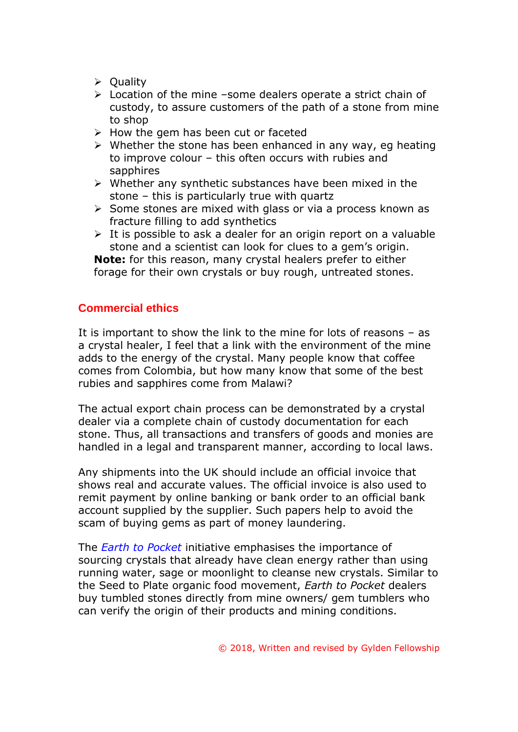- Quality
- Location of the mine –some dealers operate a strict chain of custody, to assure customers of the path of a stone from mine to shop
- How the gem has been cut or faceted
- Whether the stone has been enhanced in any way, eg heating to improve colour – this often occurs with rubies and sapphires
- Whether any synthetic substances have been mixed in the stone – this is particularly true with quartz
- Some stones are mixed with glass or via a process known as fracture filling to add synthetics
- It is possible to ask a dealer for an origin report on a valuable stone and a scientist can look for clues to a gem's origin.

**Note:** for this reason, many crystal healers prefer to either forage for their own crystals or buy rough, untreated stones.

## Commercial ethics

It is important to show the link to the mine for lots of reasons – as a crystal healer, I feel that a link with the environment of the mine adds to the energy of the crystal. Many people know that coffee comes from Colombia, but how many know that some of the best rubies and sapphires come from Malawi?

The actual export chain process can be demonstrated by a crystal dealer via a complete chain of custody documentation for each stone. Thus, all transactions and transfers of goods and monies are handled in a legal and transparent manner, according to local laws.

Any shipments into the UK should include an official invoice that shows real and accurate values. The official invoice is also used to remit payment by online banking or bank order to an official bank account supplied by the supplier. Such papers help to avoid the scam of buying gems as part of money laundering.

The *Earth to Pocket* initiative emphasises the importance of sourcing crystals that already have clean energy rather than using running water, sage or moonlight to cleanse new crystals. Similar to the Seed to Plate organic food movement, *Earth to Pocket* dealers buy tumbled stones directly from mine owners/ gem tumblers who can verify the origin of their products and mining conditions.

© 2018, Written and revised by Gylden Fellowship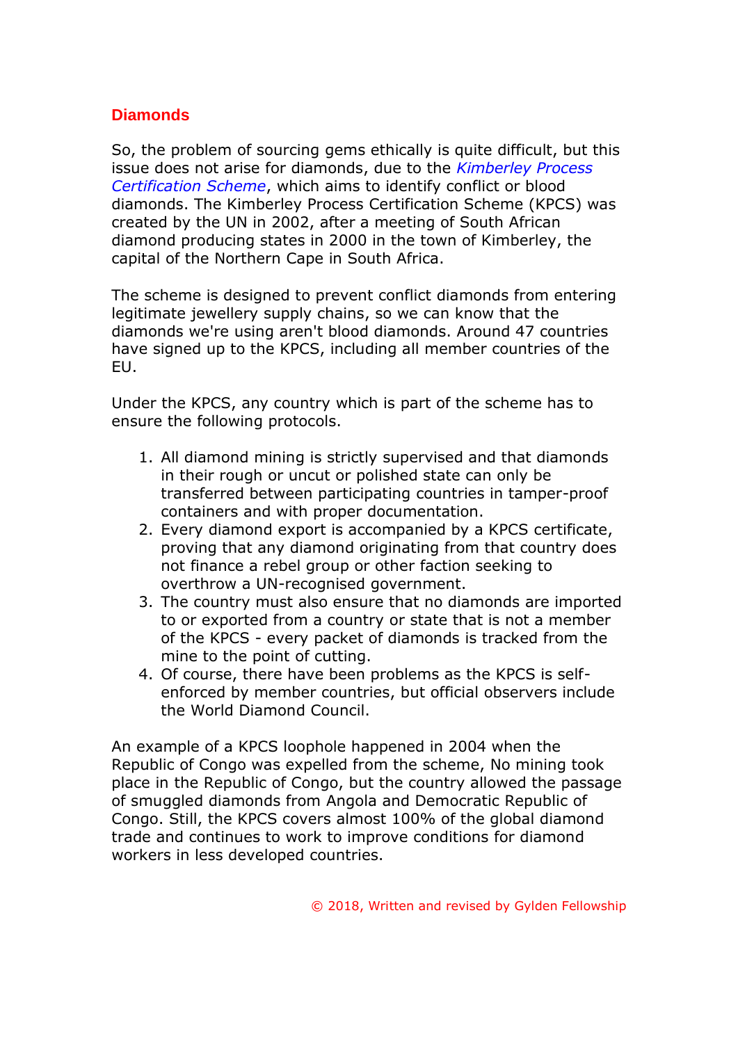## Diamonds

So, the problem of sourcing gems ethically is quite difficult, but this issue does not arise for diamonds, due to the *Kimberley Process Certification Scheme*, which aims to identify conflict or blood diamonds. The Kimberley Process Certification Scheme (KPCS) was created by the UN in 2002, after a meeting of South African diamond producing states in 2000 in the town of Kimberley, the capital of the Northern Cape in South Africa.

The scheme is designed to prevent conflict diamonds from entering legitimate jewellery supply chains, so we can know that the diamonds we're using aren't blood diamonds. Around 47 countries have signed up to the KPCS, including all member countries of the EU.

Under the KPCS, any country which is part of the scheme has to ensure the following protocols.

1. All diamond mining is strictly supervised and that diamonds in their rough or uncut or polished state can only be transferred between participating countries in tamper-proof containers and with proper documentation.
2. Every diamond export is accompanied by a KPCS certificate, proving that any diamond originating from that country does not finance a rebel group or other faction seeking to overthrow a UN-recognised government.
3. The country must also ensure that no diamonds are imported to or exported from a country or state that is not a member of the KPCS - every packet of diamonds is tracked from the mine to the point of cutting.
4. Of course, there have been problems as the KPCS is self-enforced by member countries, but official observers include the World Diamond Council.

An example of a KPCS loophole happened in 2004 when the Republic of Congo was expelled from the scheme, No mining took place in the Republic of Congo, but the country allowed the passage of smuggled diamonds from Angola and Democratic Republic of Congo. Still, the KPCS covers almost 100% of the global diamond trade and continues to work to improve conditions for diamond workers in less developed countries.

© 2018, Written and revised by Gylden Fellowship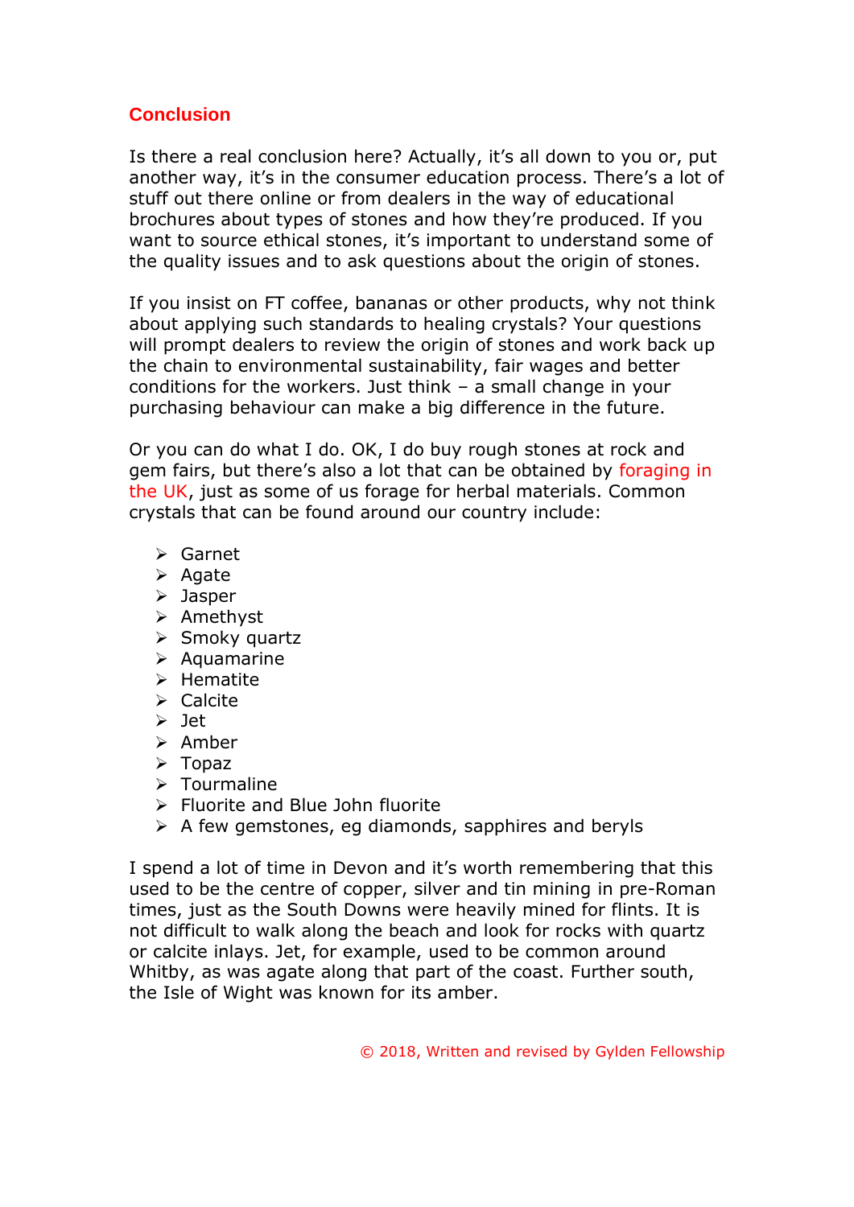## Conclusion

Is there a real conclusion here? Actually, it's all down to you or, put another way, it's in the consumer education process. There's a lot of stuff out there online or from dealers in the way of educational brochures about types of stones and how they're produced. If you want to source ethical stones, it's important to understand some of the quality issues and to ask questions about the origin of stones.

If you insist on FT coffee, bananas or other products, why not think about applying such standards to healing crystals? Your questions will prompt dealers to review the origin of stones and work back up the chain to environmental sustainability, fair wages and better conditions for the workers. Just think – a small change in your purchasing behaviour can make a big difference in the future.

Or you can do what I do. OK, I do buy rough stones at rock and gem fairs, but there's also a lot that can be obtained by foraging in the UK, just as some of us forage for herbal materials. Common crystals that can be found around our country include:

- Garnet
- Agate
- Jasper
- Amethyst
- Smoky quartz
- Aquamarine
- Hematite
- Calcite
- Jet
- Amber
- Topaz
- Tourmaline
- Fluorite and Blue John fluorite
- A few gemstones, eg diamonds, sapphires and beryls

I spend a lot of time in Devon and it's worth remembering that this used to be the centre of copper, silver and tin mining in pre-Roman times, just as the South Downs were heavily mined for flints. It is not difficult to walk along the beach and look for rocks with quartz or calcite inlays. Jet, for example, used to be common around Whitby, as was agate along that part of the coast. Further south, the Isle of Wight was known for its amber.

© 2018, Written and revised by Gylden Fellowship